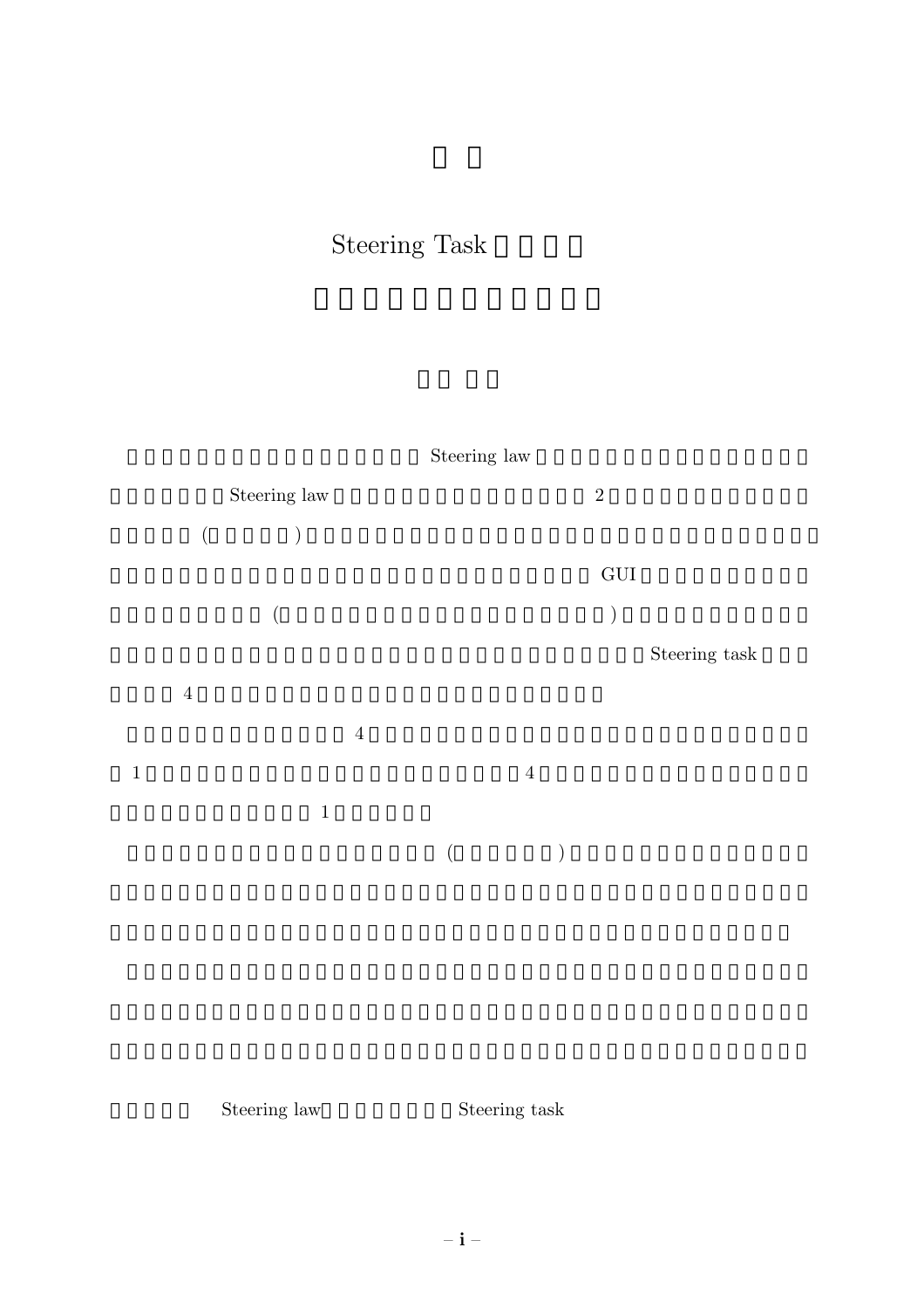# Steering Task

Steering law

Steering law 2

( )

GUI

( )

Steering task

4

4

1 4

1

( )

Steering law Steering task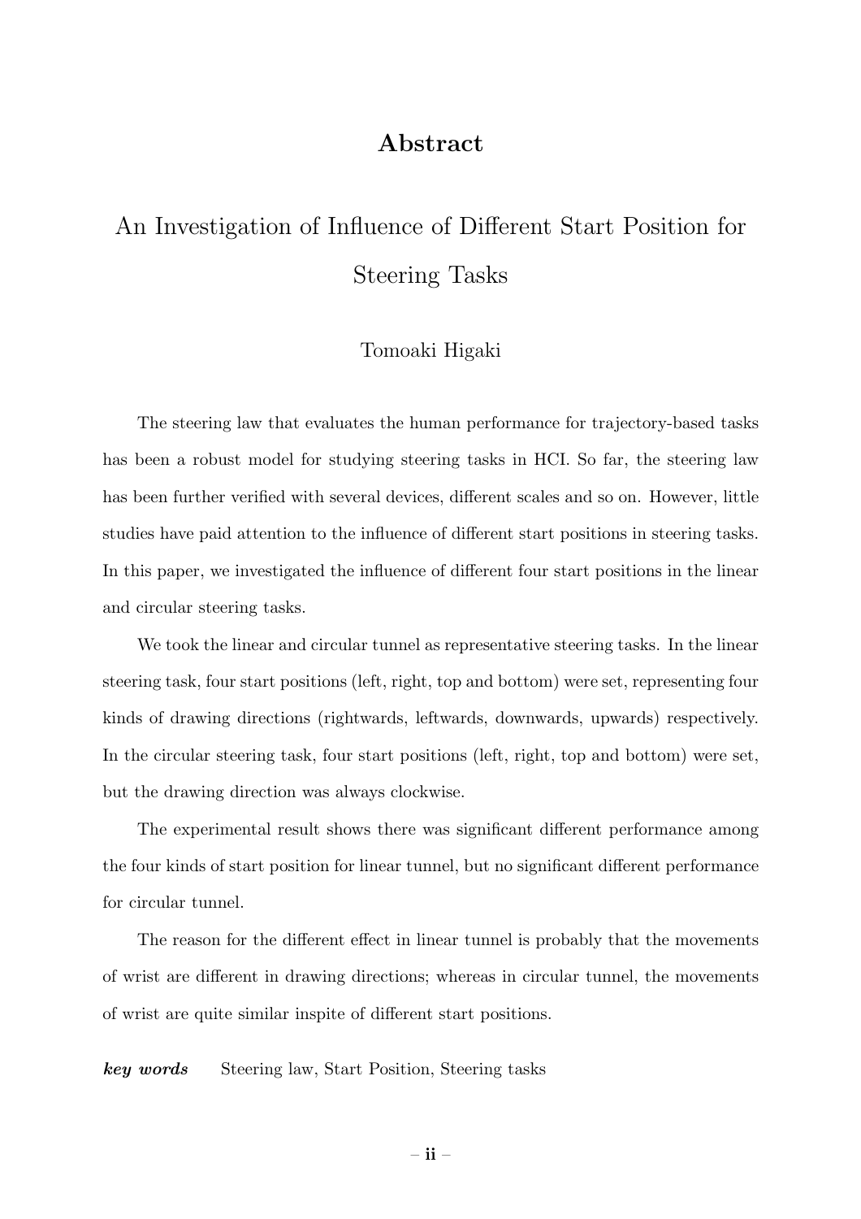# Abstract

## An Investigation of Influence of Different Start Position for Steering Tasks

Tomoaki Higaki

The steering law that evaluates the human performance for trajectory-based tasks has been a robust model for studying steering tasks in HCI. So far, the steering law has been further verified with several devices, different scales and so on. However, little studies have paid attention to the influence of different start positions in steering tasks. In this paper, we investigated the influence of different four start positions in the linear and circular steering tasks.

We took the linear and circular tunnel as representative steering tasks. In the linear steering task, four start positions (left, right, top and bottom) were set, representing four kinds of drawing directions (rightwards, leftwards, downwards, upwards) respectively. In the circular steering task, four start positions (left, right, top and bottom) were set, but the drawing direction was always clockwise.

The experimental result shows there was significant different performance among the four kinds of start position for linear tunnel, but no significant different performance for circular tunnel.

The reason for the different effect in linear tunnel is probably that the movements of wrist are different in drawing directions; whereas in circular tunnel, the movements of wrist are quite similar inspite of different start positions.

***key words*** Steering law, Start Position, Steering tasks